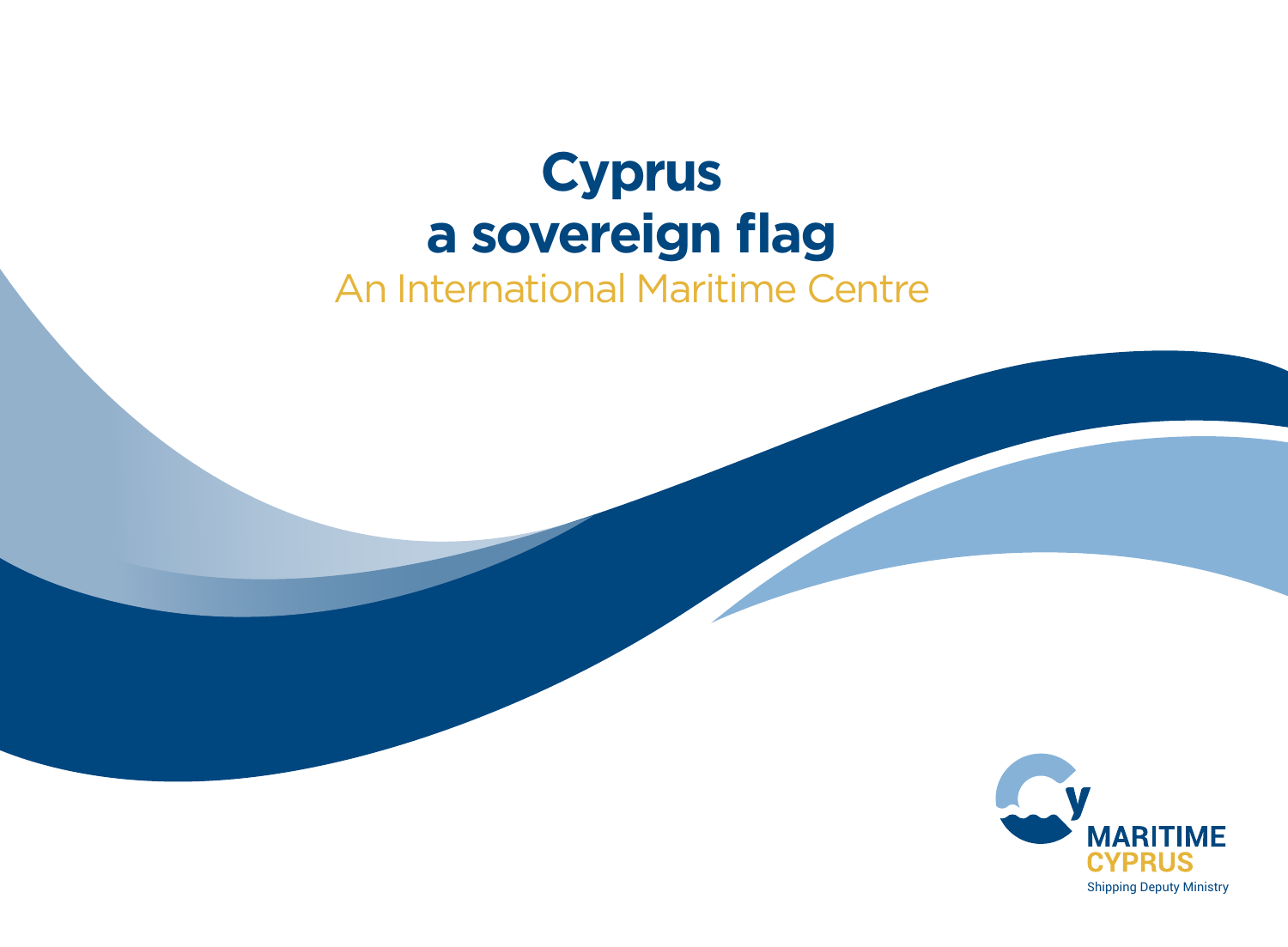# Cyprus a sovereign flag

## An International Maritime Centre

MARITIME CYPRUS

Shipping Deputy Ministry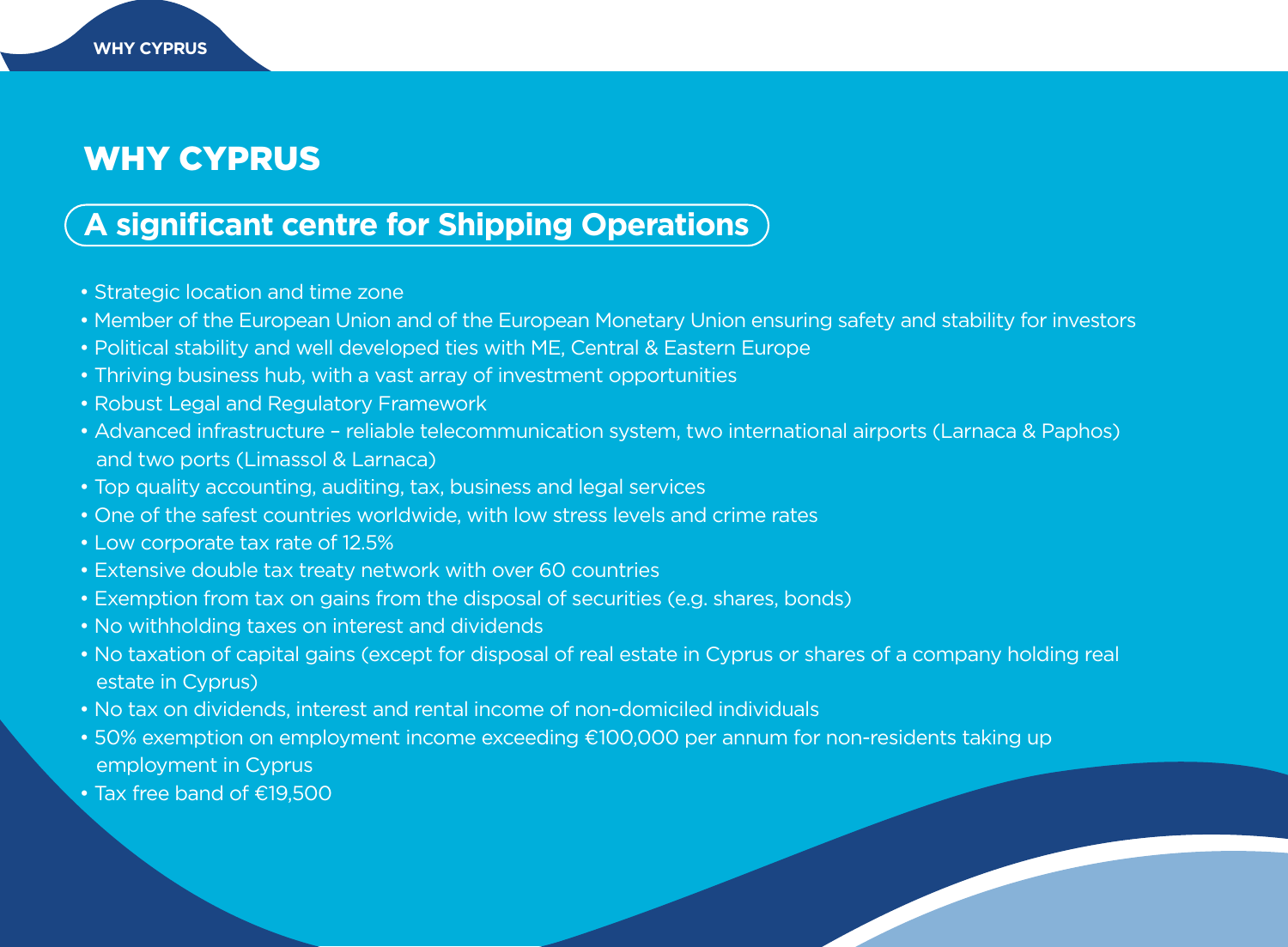# WHY CYPRUS

## A significant centre for Shipping Operations

- Strategic location and time zone
- Member of the European Union and of the European Monetary Union ensuring safety and stability for investors
- Political stability and well developed ties with ME, Central & Eastern Europe
- Thriving business hub, with a vast array of investment opportunities
- Robust Legal and Regulatory Framework
- Advanced infrastructure – reliable telecommunication system, two international airports (Larnaca & Paphos) and two ports (Limassol & Larnaca)
- Top quality accounting, auditing, tax, business and legal services
- One of the safest countries worldwide, with low stress levels and crime rates
- Low corporate tax rate of 12.5%
- Extensive double tax treaty network with over 60 countries
- Exemption from tax on gains from the disposal of securities (e.g. shares, bonds)
- No withholding taxes on interest and dividends
- No taxation of capital gains (except for disposal of real estate in Cyprus or shares of a company holding real estate in Cyprus)
- No tax on dividends, interest and rental income of non-domiciled individuals
- 50% exemption on employment income exceeding €100,000 per annum for non-residents taking up employment in Cyprus
- Tax free band of €19,500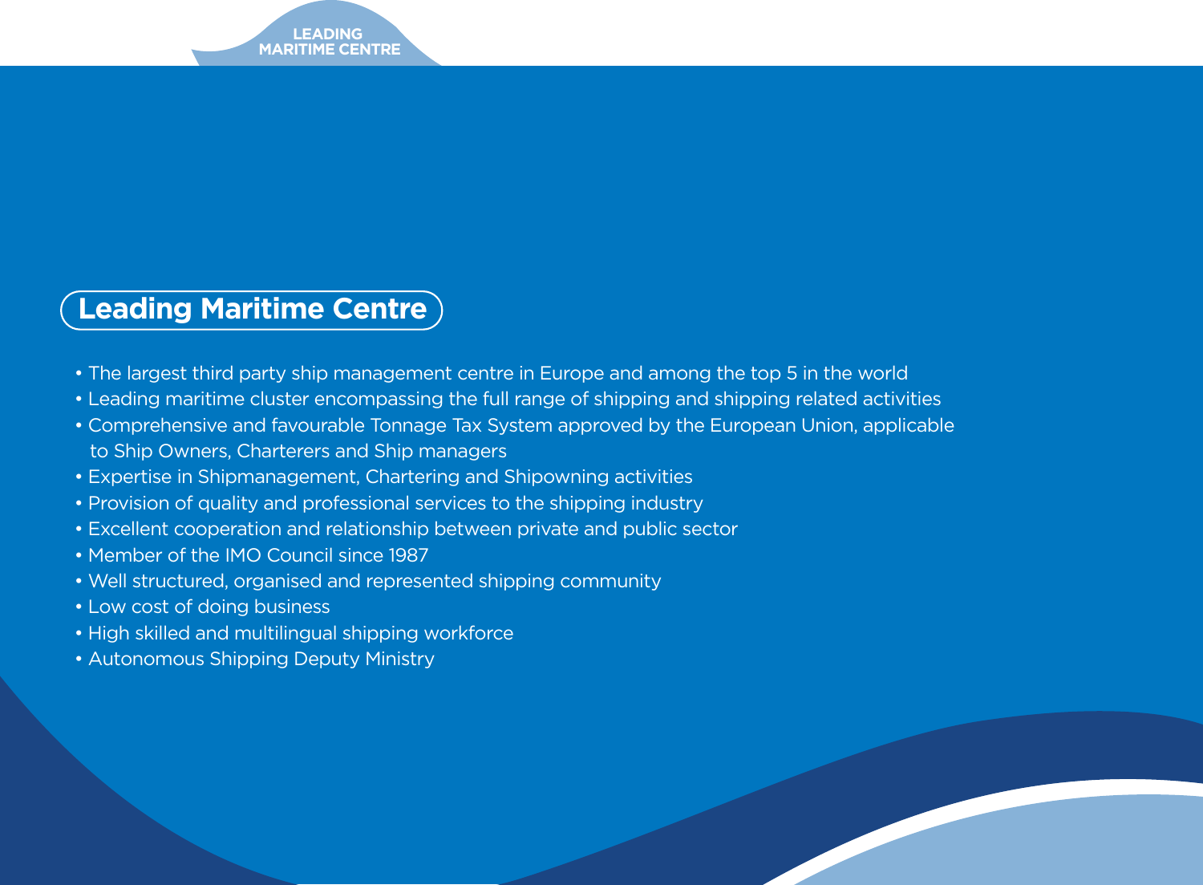## Leading Maritime Centre

- The largest third party ship management centre in Europe and among the top 5 in the world
- Leading maritime cluster encompassing the full range of shipping and shipping related activities
- Comprehensive and favourable Tonnage Tax System approved by the European Union, applicable to Ship Owners, Charterers and Ship managers
- Expertise in Shipmanagement, Chartering and Shipowning activities
- Provision of quality and professional services to the shipping industry
- Excellent cooperation and relationship between private and public sector
- Member of the IMO Council since 1987
- Well structured, organised and represented shipping community
- Low cost of doing business
- High skilled and multilingual shipping workforce
- Autonomous Shipping Deputy Ministry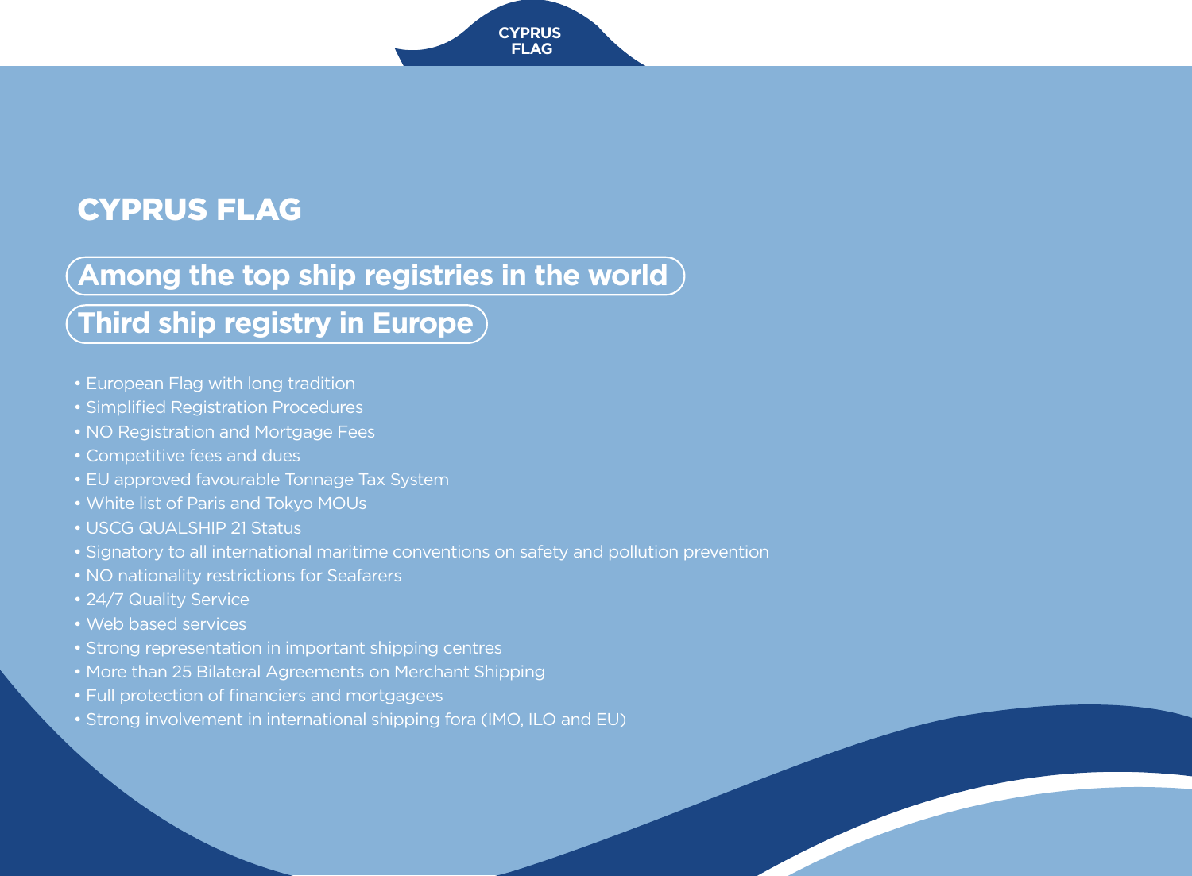# CYPRUS FLAG

## Among the top ship registries in the world

## Third ship registry in Europe

- European Flag with long tradition
- Simplified Registration Procedures
- NO Registration and Mortgage Fees
- Competitive fees and dues
- EU approved favourable Tonnage Tax System
- White list of Paris and Tokyo MOUs
- USCG QUALSHIP 21 Status
- Signatory to all international maritime conventions on safety and pollution prevention
- NO nationality restrictions for Seafarers
- 24/7 Quality Service
- Web based services
- Strong representation in important shipping centres
- More than 25 Bilateral Agreements on Merchant Shipping
- Full protection of financiers and mortgagees
- Strong involvement in international shipping fora (IMO, ILO and EU)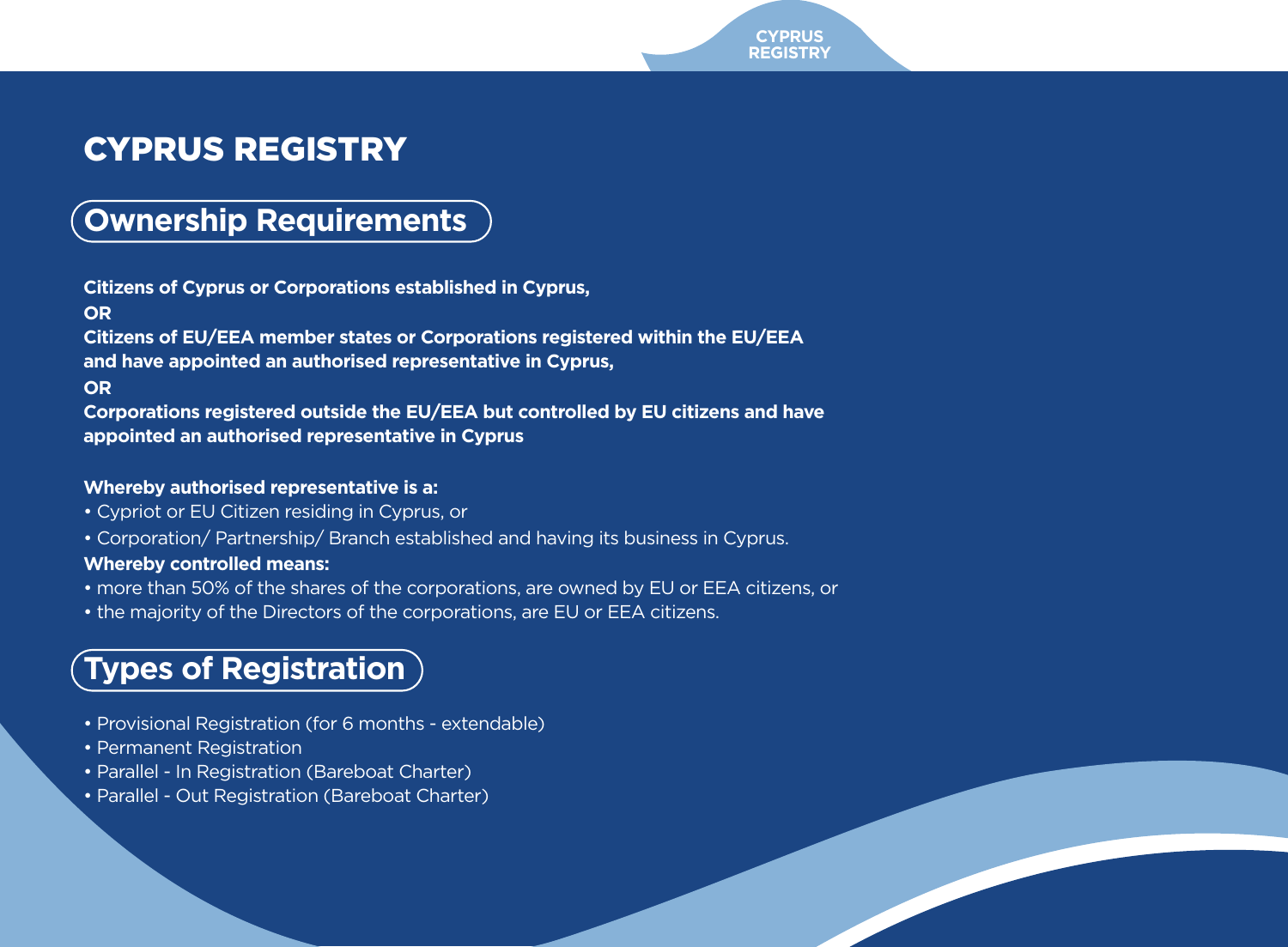# CYPRUS REGISTRY

## Ownership Requirements

**Citizens of Cyprus or Corporations established in Cyprus,**
**OR**
**Citizens of EU/EEA member states or Corporations registered within the EU/EEA and have appointed an authorised representative in Cyprus,**
**OR**
**Corporations registered outside the EU/EEA but controlled by EU citizens and have appointed an authorised representative in Cyprus**

**Whereby authorised representative is a:**

- Cypriot or EU Citizen residing in Cyprus, or
- Corporation/ Partnership/ Branch established and having its business in Cyprus.

**Whereby controlled means:**

- more than 50% of the shares of the corporations, are owned by EU or EEA citizens, or
- the majority of the Directors of the corporations, are EU or EEA citizens.

## Types of Registration

- Provisional Registration (for 6 months - extendable)
- Permanent Registration
- Parallel - In Registration (Bareboat Charter)
- Parallel - Out Registration (Bareboat Charter)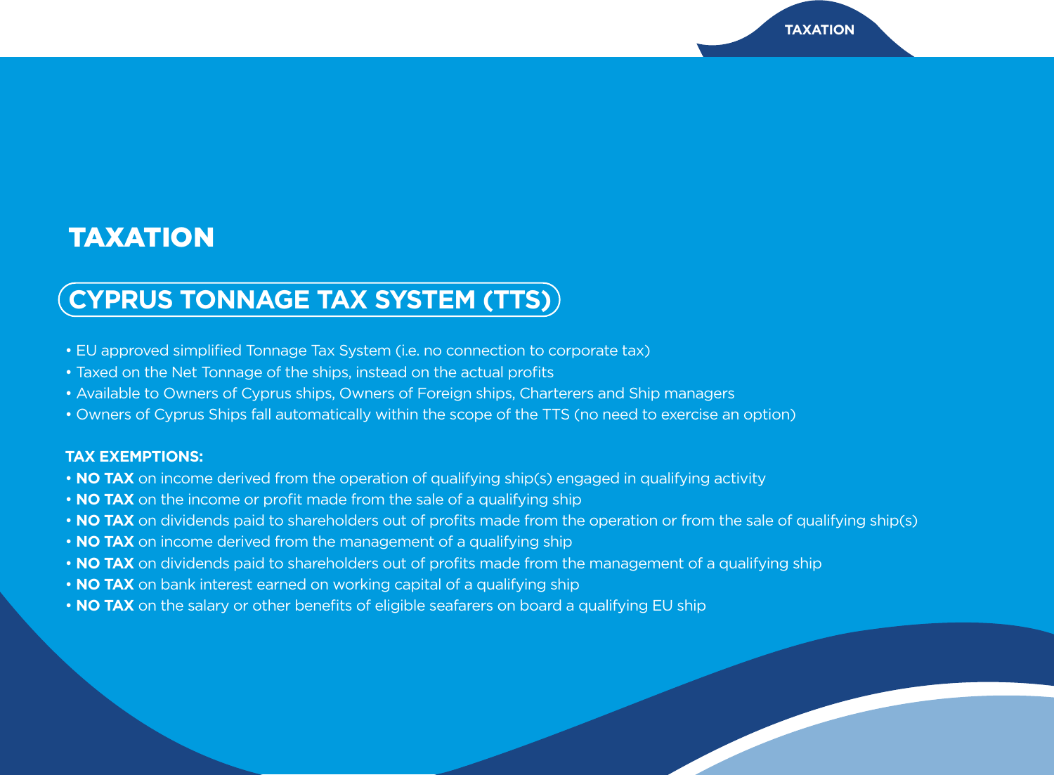# TAXATION

## CYPRUS TONNAGE TAX SYSTEM (TTS)

- EU approved simplified Tonnage Tax System (i.e. no connection to corporate tax)
- Taxed on the Net Tonnage of the ships, instead on the actual profits
- Available to Owners of Cyprus ships, Owners of Foreign ships, Charterers and Ship managers
- Owners of Cyprus Ships fall automatically within the scope of the TTS (no need to exercise an option)

**TAX EXEMPTIONS:**

- **NO TAX** on income derived from the operation of qualifying ship(s) engaged in qualifying activity
- **NO TAX** on the income or profit made from the sale of a qualifying ship
- **NO TAX** on dividends paid to shareholders out of profits made from the operation or from the sale of qualifying ship(s)
- **NO TAX** on income derived from the management of a qualifying ship
- **NO TAX** on dividends paid to shareholders out of profits made from the management of a qualifying ship
- **NO TAX** on bank interest earned on working capital of a qualifying ship
- **NO TAX** on the salary or other benefits of eligible seafarers on board a qualifying EU ship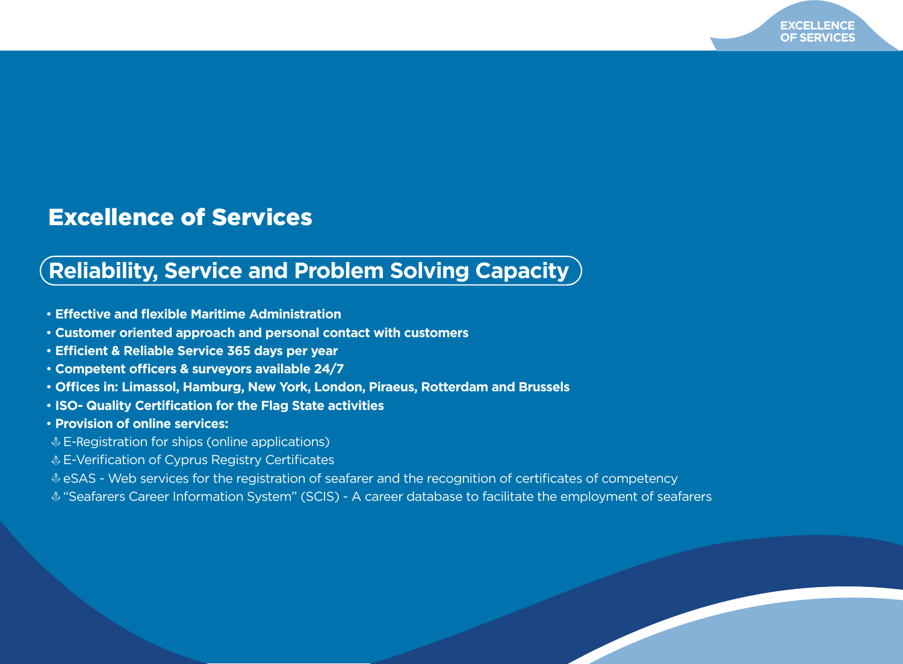# Excellence of Services

## Reliability, Service and Problem Solving Capacity

- **Effective and flexible Maritime Administration**
- **Customer oriented approach and personal contact with customers**
- **Efficient & Reliable Service 365 days per year**
- **Competent officers & surveyors available 24/7**
- **Offices in: Limassol, Hamburg, New York, London, Piraeus, Rotterdam and Brussels**
- **ISO- Quality Certification for the Flag State activities**
- **Provision of online services:**
  - ⚓ E-Registration for ships (online applications)
  - ⚓ E-Verification of Cyprus Registry Certificates
  - ⚓ eSAS - Web services for the registration of seafarer and the recognition of certificates of competency
  - ⚓ "Seafarers Career Information System" (SCIS) - A career database to facilitate the employment of seafarers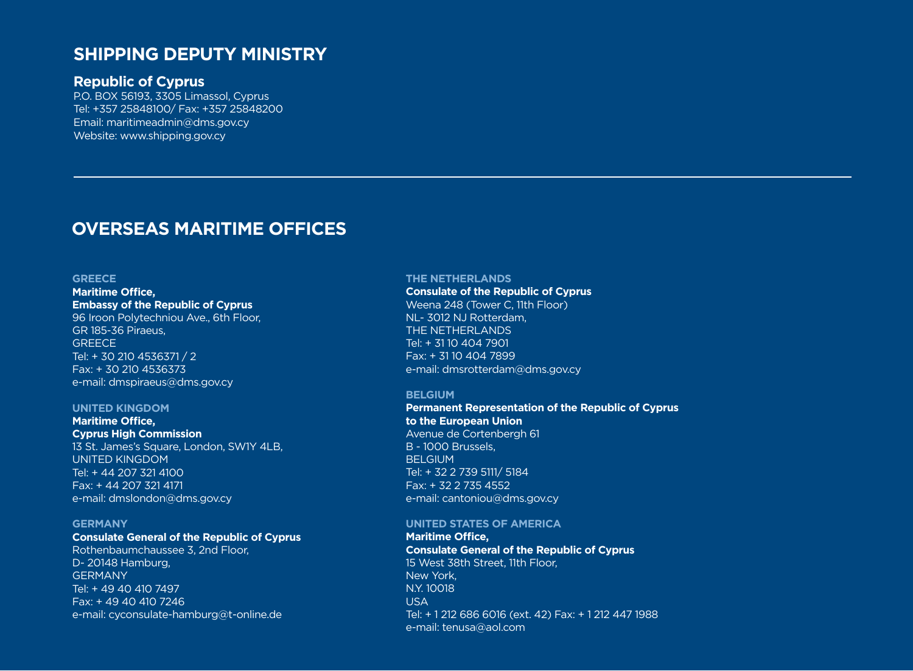# SHIPPING DEPUTY MINISTRY

**Republic of Cyprus**
P.O. BOX 56193, 3305 Limassol, Cyprus
Tel: +357 25848100/ Fax: +357 25848200
Email: maritimeadmin@dms.gov.cy
Website: www.shipping.gov.cy

---

# OVERSEAS MARITIME OFFICES

### GREECE

**Maritime Office,**
**Embassy of the Republic of Cyprus**
96 Iroon Polytechniou Ave., 6th Floor,
GR 185-36 Piraeus,
GREECE
Tel: + 30 210 4536371 / 2
Fax: + 30 210 4536373
e-mail: dmspiraeus@dms.gov.cy

### UNITED KINGDOM

**Maritime Office,**
**Cyprus High Commission**
13 St. James's Square, London, SW1Y 4LB,
UNITED KINGDOM
Tel: + 44 207 321 4100
Fax: + 44 207 321 4171
e-mail: dmslondon@dms.gov.cy

### GERMANY

**Consulate General of the Republic of Cyprus**
Rothenbaumchaussee 3, 2nd Floor,
D- 20148 Hamburg,
GERMANY
Tel: + 49 40 410 7497
Fax: + 49 40 410 7246
e-mail: cyconsulate-hamburg@t-online.de

### THE NETHERLANDS

**Consulate of the Republic of Cyprus**
Weena 248 (Tower C, 11th Floor)
NL- 3012 NJ Rotterdam,
THE NETHERLANDS
Tel: + 31 10 404 7901
Fax: + 31 10 404 7899
e-mail: dmsrotterdam@dms.gov.cy

### BELGIUM

**Permanent Representation of the Republic of Cyprus**
**to the European Union**
Avenue de Cortenbergh 61
B - 1000 Brussels,
BELGIUM
Tel: + 32 2 739 5111/ 5184
Fax: + 32 2 735 4552
e-mail: cantoniou@dms.gov.cy

### UNITED STATES OF AMERICA

**Maritime Office,**
**Consulate General of the Republic of Cyprus**
15 West 38th Street, 11th Floor,
New York,
N.Y. 10018
USA
Tel: + 1 212 686 6016 (ext. 42) Fax: + 1 212 447 1988
e-mail: tenusa@aol.com